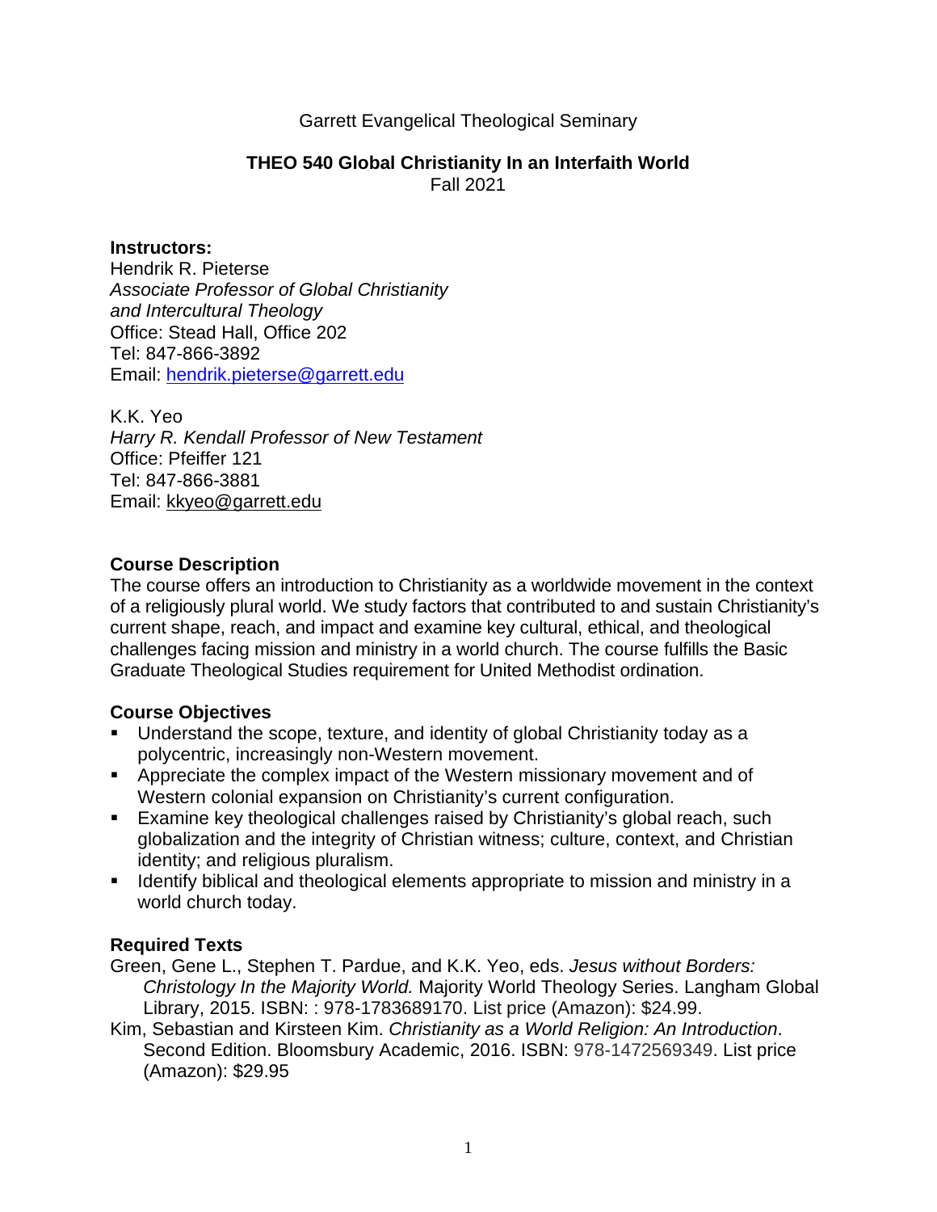Garrett Evangelical Theological Seminary

# THEO 540 Global Christianity In an Interfaith World

Fall 2021

**Instructors:**
Hendrik R. Pieterse
*Associate Professor of Global Christianity and Intercultural Theology*
Office: Stead Hall, Office 202
Tel: 847-866-3892
Email: hendrik.pieterse@garrett.edu

K.K. Yeo
*Harry R. Kendall Professor of New Testament*
Office: Pfeiffer 121
Tel: 847-866-3881
Email: kkyeo@garrett.edu

## Course Description

The course offers an introduction to Christianity as a worldwide movement in the context of a religiously plural world. We study factors that contributed to and sustain Christianity's current shape, reach, and impact and examine key cultural, ethical, and theological challenges facing mission and ministry in a world church. The course fulfills the Basic Graduate Theological Studies requirement for United Methodist ordination.

## Course Objectives

- Understand the scope, texture, and identity of global Christianity today as a polycentric, increasingly non-Western movement.
- Appreciate the complex impact of the Western missionary movement and of Western colonial expansion on Christianity's current configuration.
- Examine key theological challenges raised by Christianity's global reach, such globalization and the integrity of Christian witness; culture, context, and Christian identity; and religious pluralism.
- Identify biblical and theological elements appropriate to mission and ministry in a world church today.

## Required Texts

Green, Gene L., Stephen T. Pardue, and K.K. Yeo, eds. *Jesus without Borders: Christology In the Majority World.* Majority World Theology Series. Langham Global Library, 2015. ISBN: : 978-1783689170. List price (Amazon): $24.99.

Kim, Sebastian and Kirsteen Kim. *Christianity as a World Religion: An Introduction*. Second Edition. Bloomsbury Academic, 2016. ISBN: 978-1472569349. List price (Amazon): $29.95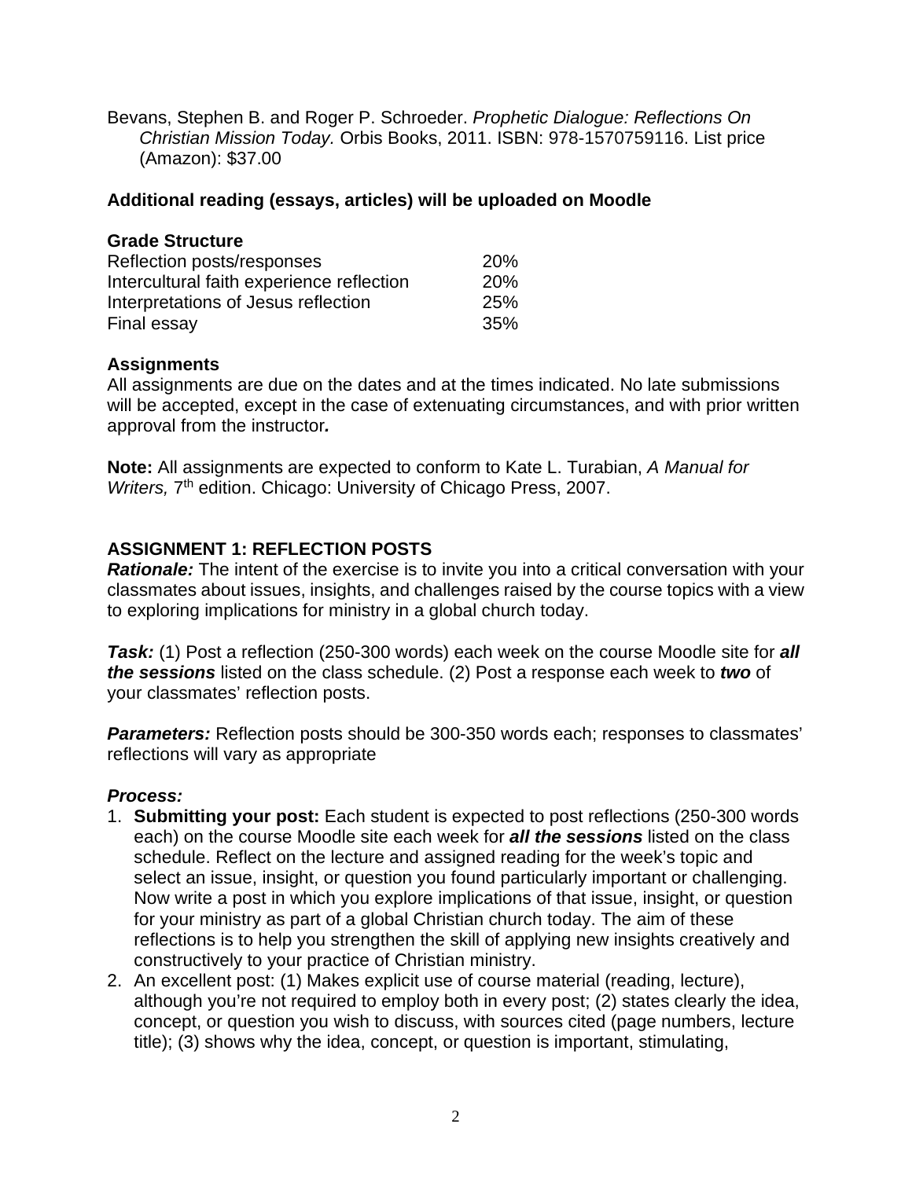Bevans, Stephen B. and Roger P. Schroeder. *Prophetic Dialogue: Reflections On Christian Mission Today.* Orbis Books, 2011. ISBN: 978-1570759116. List price (Amazon): $37.00

**Additional reading (essays, articles) will be uploaded on Moodle**

**Grade Structure**

| | |
|---|---|
| Reflection posts/responses | 20% |
| Intercultural faith experience reflection | 20% |
| Interpretations of Jesus reflection | 25% |
| Final essay | 35% |

**Assignments**

All assignments are due on the dates and at the times indicated. No late submissions will be accepted, except in the case of extenuating circumstances, and with prior written approval from the instructor***.***

**Note:** All assignments are expected to conform to Kate L. Turabian, *A Manual for Writers,* 7th edition. Chicago: University of Chicago Press, 2007.

**ASSIGNMENT 1: REFLECTION POSTS**

***Rationale:*** The intent of the exercise is to invite you into a critical conversation with your classmates about issues, insights, and challenges raised by the course topics with a view to exploring implications for ministry in a global church today.

***Task:*** (1) Post a reflection (250-300 words) each week on the course Moodle site for ***all the sessions*** listed on the class schedule. (2) Post a response each week to ***two*** of your classmates' reflection posts.

***Parameters:*** Reflection posts should be 300-350 words each; responses to classmates' reflections will vary as appropriate

***Process:***

1. **Submitting your post:** Each student is expected to post reflections (250-300 words each) on the course Moodle site each week for ***all the sessions*** listed on the class schedule. Reflect on the lecture and assigned reading for the week's topic and select an issue, insight, or question you found particularly important or challenging. Now write a post in which you explore implications of that issue, insight, or question for your ministry as part of a global Christian church today. The aim of these reflections is to help you strengthen the skill of applying new insights creatively and constructively to your practice of Christian ministry.
2. An excellent post: (1) Makes explicit use of course material (reading, lecture), although you're not required to employ both in every post; (2) states clearly the idea, concept, or question you wish to discuss, with sources cited (page numbers, lecture title); (3) shows why the idea, concept, or question is important, stimulating,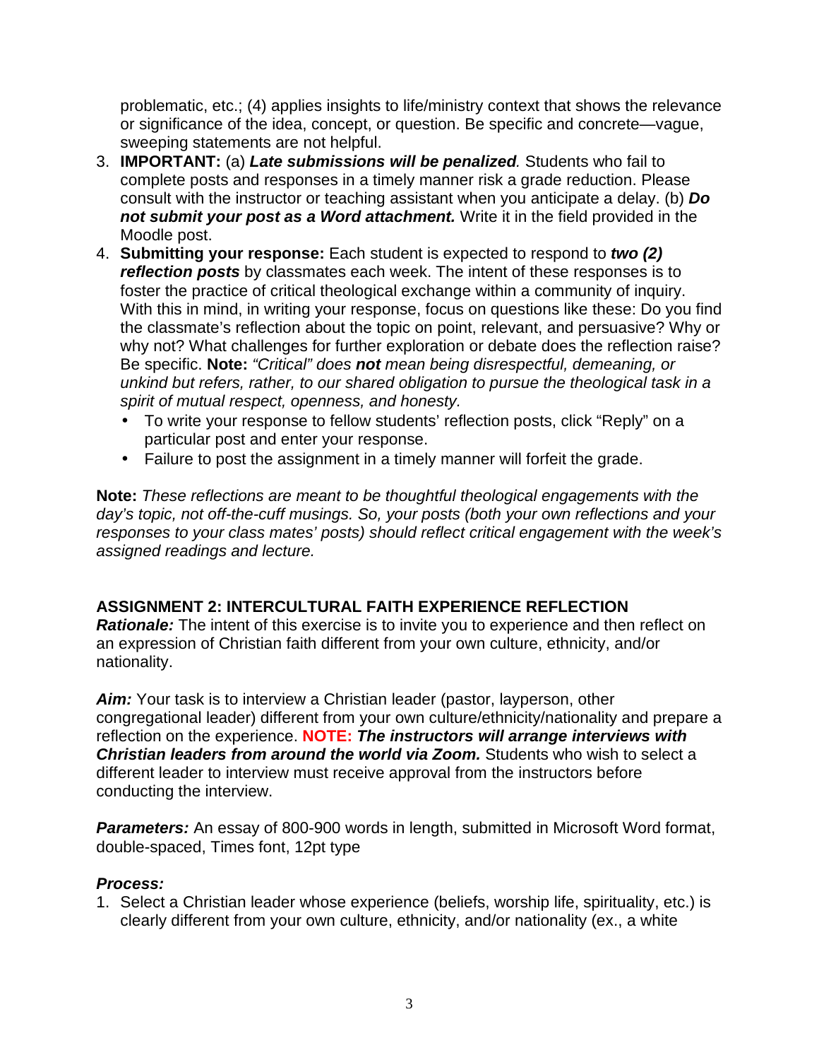problematic, etc.; (4) applies insights to life/ministry context that shows the relevance or significance of the idea, concept, or question. Be specific and concrete—vague, sweeping statements are not helpful.

3. **IMPORTANT:** (a) ***Late submissions will be penalized***. Students who fail to complete posts and responses in a timely manner risk a grade reduction. Please consult with the instructor or teaching assistant when you anticipate a delay. (b) ***Do not submit your post as a Word attachment.*** Write it in the field provided in the Moodle post.
4. **Submitting your response:** Each student is expected to respond to ***two (2) reflection posts*** by classmates each week. The intent of these responses is to foster the practice of critical theological exchange within a community of inquiry. With this in mind, in writing your response, focus on questions like these: Do you find the classmate's reflection about the topic on point, relevant, and persuasive? Why or why not? What challenges for further exploration or debate does the reflection raise? Be specific. **Note:** *"Critical" does **not** mean being disrespectful, demeaning, or unkind but refers, rather, to our shared obligation to pursue the theological task in a spirit of mutual respect, openness, and honesty.*
   - To write your response to fellow students' reflection posts, click "Reply" on a particular post and enter your response.
   - Failure to post the assignment in a timely manner will forfeit the grade.

**Note:** *These reflections are meant to be thoughtful theological engagements with the day's topic, not off-the-cuff musings. So, your posts (both your own reflections and your responses to your class mates' posts) should reflect critical engagement with the week's assigned readings and lecture.*

## ASSIGNMENT 2: INTERCULTURAL FAITH EXPERIENCE REFLECTION

***Rationale:*** The intent of this exercise is to invite you to experience and then reflect on an expression of Christian faith different from your own culture, ethnicity, and/or nationality.

***Aim:*** Your task is to interview a Christian leader (pastor, layperson, other congregational leader) different from your own culture/ethnicity/nationality and prepare a reflection on the experience. **NOTE:** ***The instructors will arrange interviews with Christian leaders from around the world via Zoom.*** Students who wish to select a different leader to interview must receive approval from the instructors before conducting the interview.

***Parameters:*** An essay of 800-900 words in length, submitted in Microsoft Word format, double-spaced, Times font, 12pt type

***Process:***

1. Select a Christian leader whose experience (beliefs, worship life, spirituality, etc.) is clearly different from your own culture, ethnicity, and/or nationality (ex., a white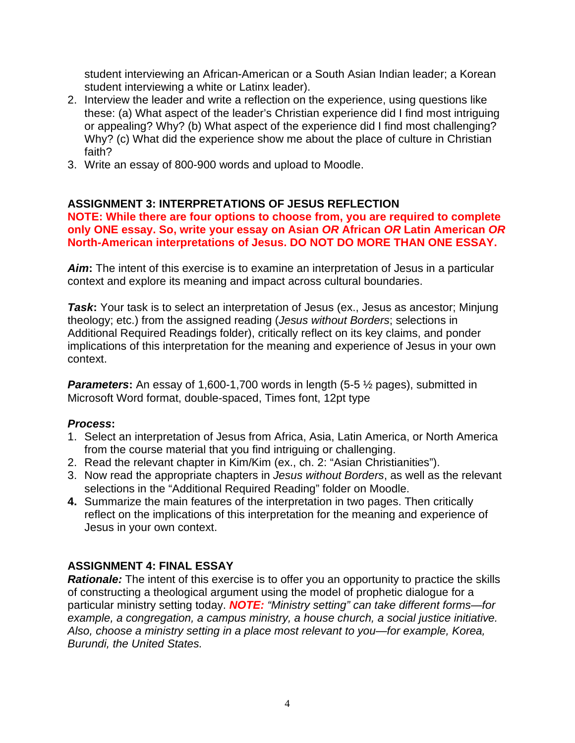student interviewing an African-American or a South Asian Indian leader; a Korean student interviewing a white or Latinx leader).

2. Interview the leader and write a reflection on the experience, using questions like these: (a) What aspect of the leader's Christian experience did I find most intriguing or appealing? Why? (b) What aspect of the experience did I find most challenging? Why? (c) What did the experience show me about the place of culture in Christian faith?
3. Write an essay of 800-900 words and upload to Moodle.

### ASSIGNMENT 3: INTERPRETATIONS OF JESUS REFLECTION

**NOTE: While there are four options to choose from, you are required to complete only ONE essay. So, write your essay on Asian *OR* African *OR* Latin American *OR* North-American interpretations of Jesus. DO NOT DO MORE THAN ONE ESSAY.**

***Aim*:** The intent of this exercise is to examine an interpretation of Jesus in a particular context and explore its meaning and impact across cultural boundaries.

***Task*:** Your task is to select an interpretation of Jesus (ex., Jesus as ancestor; Minjung theology; etc.) from the assigned reading (*Jesus without Borders*; selections in Additional Required Readings folder), critically reflect on its key claims, and ponder implications of this interpretation for the meaning and experience of Jesus in your own context.

***Parameters*:** An essay of 1,600-1,700 words in length (5-5 ½ pages), submitted in Microsoft Word format, double-spaced, Times font, 12pt type

***Process*:**

1. Select an interpretation of Jesus from Africa, Asia, Latin America, or North America from the course material that you find intriguing or challenging.
2. Read the relevant chapter in Kim/Kim (ex., ch. 2: "Asian Christianities").
3. Now read the appropriate chapters in *Jesus without Borders*, as well as the relevant selections in the "Additional Required Reading" folder on Moodle.
4. Summarize the main features of the interpretation in two pages. Then critically reflect on the implications of this interpretation for the meaning and experience of Jesus in your own context.

### ASSIGNMENT 4: FINAL ESSAY

***Rationale:*** The intent of this exercise is to offer you an opportunity to practice the skills of constructing a theological argument using the model of prophetic dialogue for a particular ministry setting today. ***NOTE:*** *"Ministry setting" can take different forms—for example, a congregation, a campus ministry, a house church, a social justice initiative. Also, choose a ministry setting in a place most relevant to you—for example, Korea, Burundi, the United States.*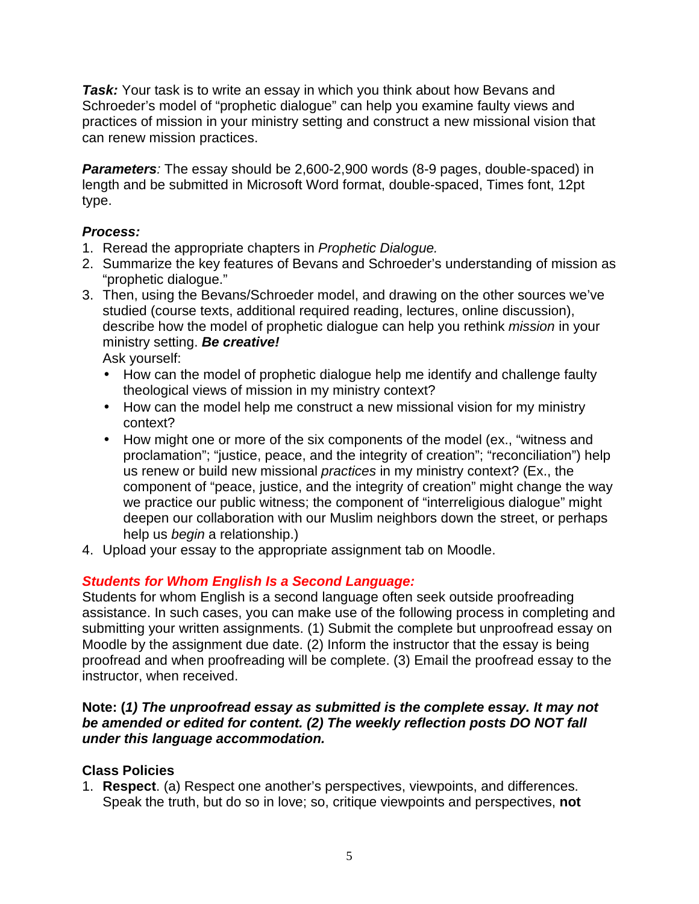***Task:*** Your task is to write an essay in which you think about how Bevans and Schroeder's model of "prophetic dialogue" can help you examine faulty views and practices of mission in your ministry setting and construct a new missional vision that can renew mission practices.

***Parameters****:* The essay should be 2,600-2,900 words (8-9 pages, double-spaced) in length and be submitted in Microsoft Word format, double-spaced, Times font, 12pt type.

***Process:***

1. Reread the appropriate chapters in *Prophetic Dialogue.*
2. Summarize the key features of Bevans and Schroeder's understanding of mission as "prophetic dialogue."
3. Then, using the Bevans/Schroeder model, and drawing on the other sources we've studied (course texts, additional required reading, lectures, online discussion), describe how the model of prophetic dialogue can help you rethink *mission* in your ministry setting. ***Be creative!***
   Ask yourself:
   - How can the model of prophetic dialogue help me identify and challenge faulty theological views of mission in my ministry context?
   - How can the model help me construct a new missional vision for my ministry context?
   - How might one or more of the six components of the model (ex., "witness and proclamation"; "justice, peace, and the integrity of creation"; "reconciliation") help us renew or build new missional *practices* in my ministry context? (Ex., the component of "peace, justice, and the integrity of creation" might change the way we practice our public witness; the component of "interreligious dialogue" might deepen our collaboration with our Muslim neighbors down the street, or perhaps help us *begin* a relationship.)
4. Upload your essay to the appropriate assignment tab on Moodle.

***Students for Whom English Is a Second Language:***

Students for whom English is a second language often seek outside proofreading assistance. In such cases, you can make use of the following process in completing and submitting your written assignments. (1) Submit the complete but unproofread essay on Moodle by the assignment due date. (2) Inform the instructor that the essay is being proofread and when proofreading will be complete. (3) Email the proofread essay to the instructor, when received.

**Note: (*1) The unproofread essay as submitted is the complete essay. It may not be amended or edited for content. (2) The weekly reflection posts DO NOT fall under this language accommodation.***

**Class Policies**

1. **Respect**. (a) Respect one another's perspectives, viewpoints, and differences. Speak the truth, but do so in love; so, critique viewpoints and perspectives, **not**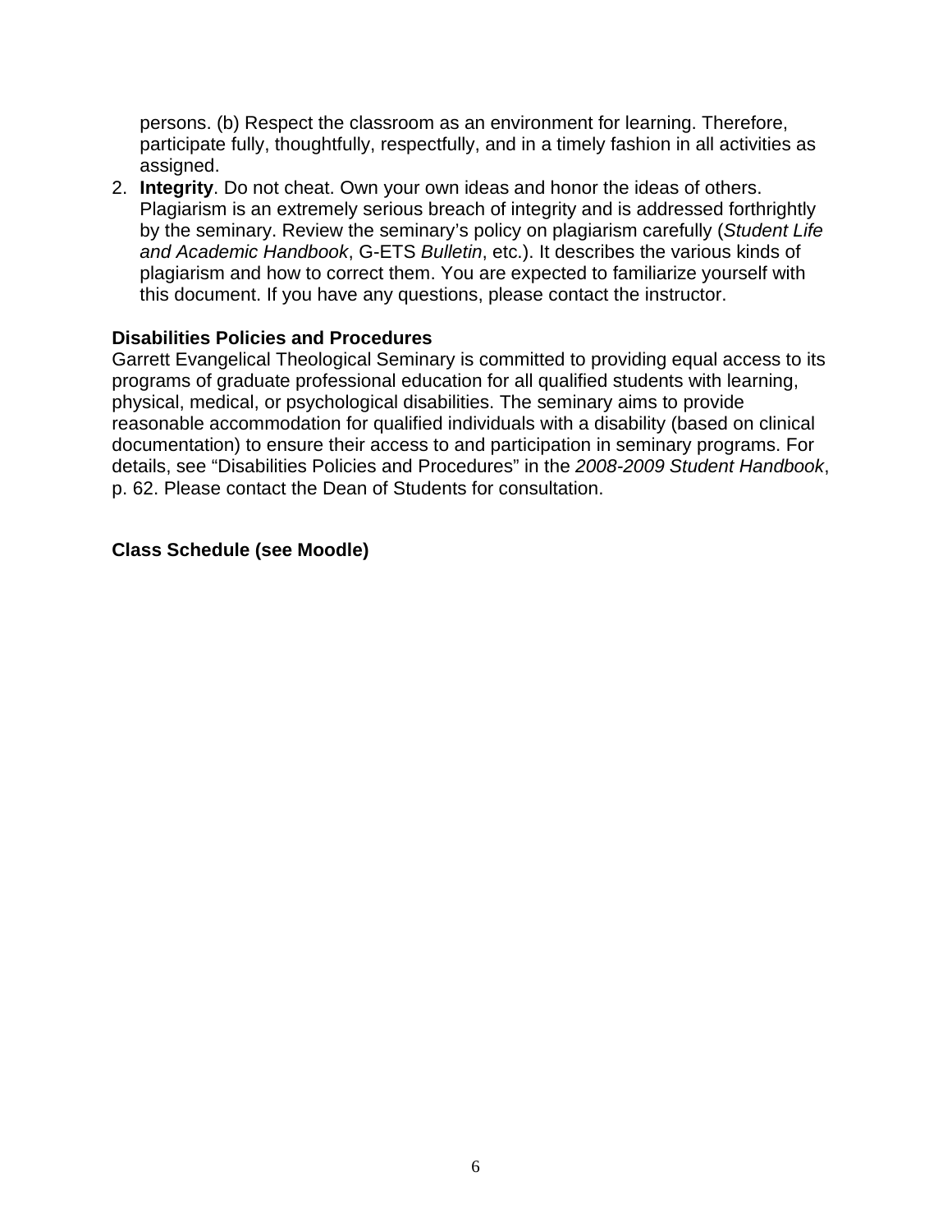persons. (b) Respect the classroom as an environment for learning. Therefore, participate fully, thoughtfully, respectfully, and in a timely fashion in all activities as assigned.

2. **Integrity**. Do not cheat. Own your own ideas and honor the ideas of others. Plagiarism is an extremely serious breach of integrity and is addressed forthrightly by the seminary. Review the seminary's policy on plagiarism carefully (*Student Life and Academic Handbook*, G-ETS *Bulletin*, etc.). It describes the various kinds of plagiarism and how to correct them. You are expected to familiarize yourself with this document. If you have any questions, please contact the instructor.

**Disabilities Policies and Procedures**

Garrett Evangelical Theological Seminary is committed to providing equal access to its programs of graduate professional education for all qualified students with learning, physical, medical, or psychological disabilities. The seminary aims to provide reasonable accommodation for qualified individuals with a disability (based on clinical documentation) to ensure their access to and participation in seminary programs. For details, see "Disabilities Policies and Procedures" in the *2008-2009 Student Handbook*, p. 62. Please contact the Dean of Students for consultation.

**Class Schedule (see Moodle)**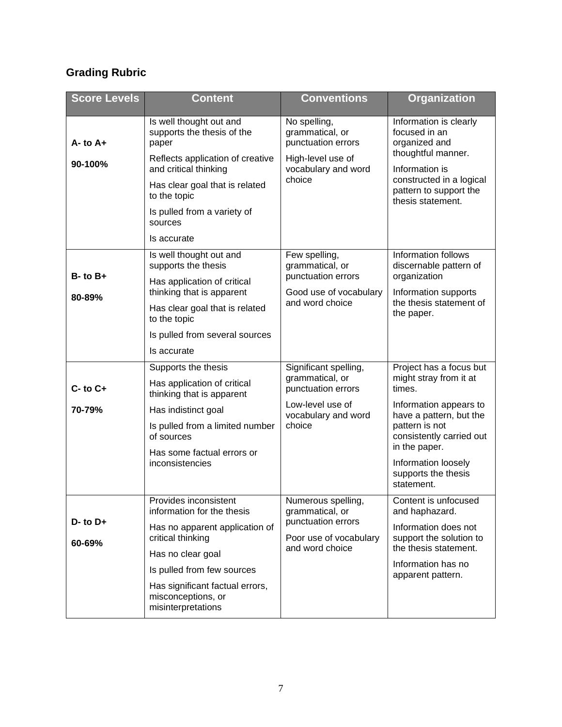## Grading Rubric

| Score Levels | Content | Conventions | Organization |
|---|---|---|---|
| **A- to A+**<br><br>**90-100%** | Is well thought out and supports the thesis of the paper<br><br>Reflects application of creative and critical thinking<br><br>Has clear goal that is related to the topic<br><br>Is pulled from a variety of sources<br><br>Is accurate | No spelling, grammatical, or punctuation errors<br><br>High-level use of vocabulary and word choice | Information is clearly focused in an organized and thoughtful manner.<br><br>Information is constructed in a logical pattern to support the thesis statement. |
| **B- to B+**<br><br>**80-89%** | Is well thought out and supports the thesis<br><br>Has application of critical thinking that is apparent<br><br>Has clear goal that is related to the topic<br><br>Is pulled from several sources<br><br>Is accurate | Few spelling, grammatical, or punctuation errors<br><br>Good use of vocabulary and word choice | Information follows discernable pattern of organization<br><br>Information supports the thesis statement of the paper. |
| **C- to C+**<br><br>**70-79%** | Supports the thesis<br><br>Has application of critical thinking that is apparent<br><br>Has indistinct goal<br><br>Is pulled from a limited number of sources<br><br>Has some factual errors or inconsistencies | Significant spelling, grammatical, or punctuation errors<br><br>Low-level use of vocabulary and word choice | Project has a focus but might stray from it at times.<br><br>Information appears to have a pattern, but the pattern is not consistently carried out in the paper.<br><br>Information loosely supports the thesis statement. |
| **D- to D+**<br><br>**60-69%** | Provides inconsistent information for the thesis<br><br>Has no apparent application of critical thinking<br><br>Has no clear goal<br><br>Is pulled from few sources<br><br>Has significant factual errors, misconceptions, or misinterpretations | Numerous spelling, grammatical, or punctuation errors<br><br>Poor use of vocabulary and word choice | Content is unfocused and haphazard.<br><br>Information does not support the solution to the thesis statement.<br><br>Information has no apparent pattern. |